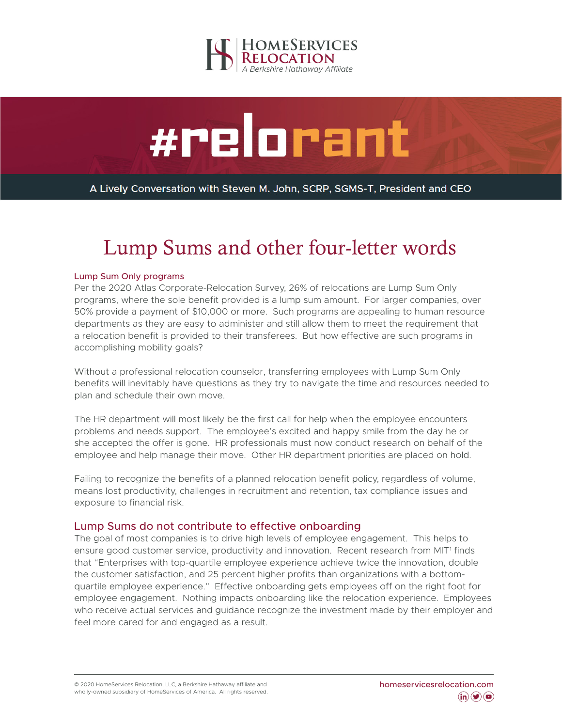HomeServices Relocation
A Berkshire Hathaway Affiliate

# #relorant

A Lively Conversation with Steven M. John, SCRP, SGMS-T, President and CEO

# Lump Sums and other four-letter words

### Lump Sum Only programs

Per the 2020 Atlas Corporate-Relocation Survey, 26% of relocations are Lump Sum Only programs, where the sole benefit provided is a lump sum amount. For larger companies, over 50% provide a payment of $10,000 or more. Such programs are appealing to human resource departments as they are easy to administer and still allow them to meet the requirement that a relocation benefit is provided to their transferees. But how effective are such programs in accomplishing mobility goals?

Without a professional relocation counselor, transferring employees with Lump Sum Only benefits will inevitably have questions as they try to navigate the time and resources needed to plan and schedule their own move.

The HR department will most likely be the first call for help when the employee encounters problems and needs support. The employee's excited and happy smile from the day he or she accepted the offer is gone. HR professionals must now conduct research on behalf of the employee and help manage their move. Other HR department priorities are placed on hold.

Failing to recognize the benefits of a planned relocation benefit policy, regardless of volume, means lost productivity, challenges in recruitment and retention, tax compliance issues and exposure to financial risk.

## Lump Sums do not contribute to effective onboarding

The goal of most companies is to drive high levels of employee engagement. This helps to ensure good customer service, productivity and innovation. Recent research from MIT[1] finds that "Enterprises with top-quartile employee experience achieve twice the innovation, double the customer satisfaction, and 25 percent higher profits than organizations with a bottom-quartile employee experience." Effective onboarding gets employees off on the right foot for employee engagement. Nothing impacts onboarding like the relocation experience. Employees who receive actual services and guidance recognize the investment made by their employer and feel more cared for and engaged as a result.

© 2020 HomeServices Relocation, LLC, a Berkshire Hathaway affiliate and wholly-owned subsidiary of HomeServices of America. All rights reserved.

homeservicesrelocation.com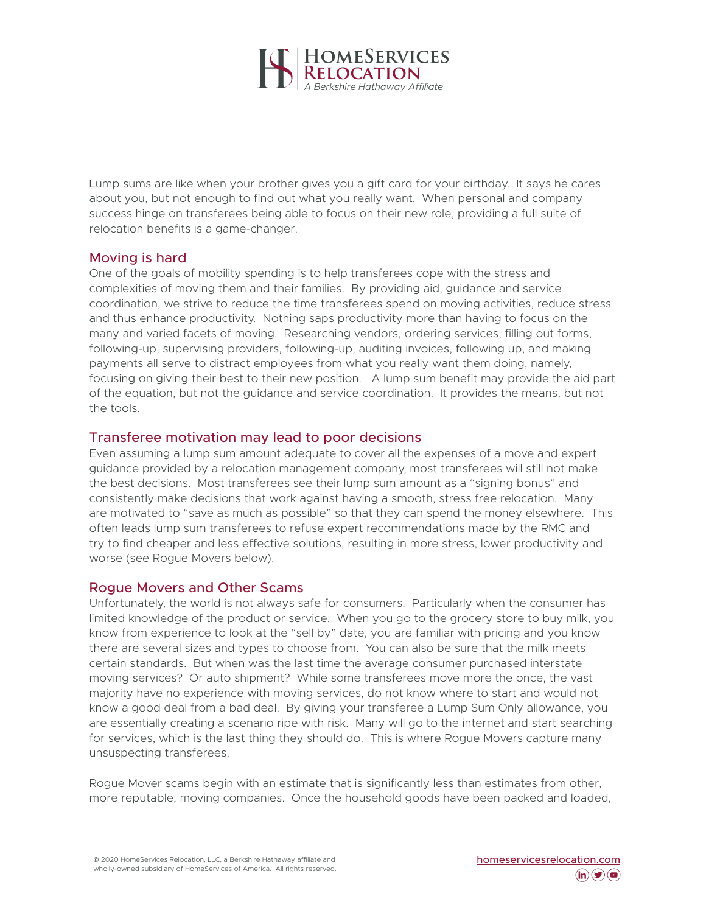Lump sums are like when your brother gives you a gift card for your birthday. It says he cares about you, but not enough to find out what you really want. When personal and company success hinge on transferees being able to focus on their new role, providing a full suite of relocation benefits is a game-changer.

## Moving is hard

One of the goals of mobility spending is to help transferees cope with the stress and complexities of moving them and their families. By providing aid, guidance and service coordination, we strive to reduce the time transferees spend on moving activities, reduce stress and thus enhance productivity. Nothing saps productivity more than having to focus on the many and varied facets of moving. Researching vendors, ordering services, filling out forms, following-up, supervising providers, following-up, auditing invoices, following up, and making payments all serve to distract employees from what you really want them doing, namely, focusing on giving their best to their new position. A lump sum benefit may provide the aid part of the equation, but not the guidance and service coordination. It provides the means, but not the tools.

## Transferee motivation may lead to poor decisions

Even assuming a lump sum amount adequate to cover all the expenses of a move and expert guidance provided by a relocation management company, most transferees will still not make the best decisions. Most transferees see their lump sum amount as a "signing bonus" and consistently make decisions that work against having a smooth, stress free relocation. Many are motivated to "save as much as possible" so that they can spend the money elsewhere. This often leads lump sum transferees to refuse expert recommendations made by the RMC and try to find cheaper and less effective solutions, resulting in more stress, lower productivity and worse (see Rogue Movers below).

## Rogue Movers and Other Scams

Unfortunately, the world is not always safe for consumers. Particularly when the consumer has limited knowledge of the product or service. When you go to the grocery store to buy milk, you know from experience to look at the "sell by" date, you are familiar with pricing and you know there are several sizes and types to choose from. You can also be sure that the milk meets certain standards. But when was the last time the average consumer purchased interstate moving services? Or auto shipment? While some transferees move more the once, the vast majority have no experience with moving services, do not know where to start and would not know a good deal from a bad deal. By giving your transferee a Lump Sum Only allowance, you are essentially creating a scenario ripe with risk. Many will go to the internet and start searching for services, which is the last thing they should do. This is where Rogue Movers capture many unsuspecting transferees.

Rogue Mover scams begin with an estimate that is significantly less than estimates from other, more reputable, moving companies. Once the household goods have been packed and loaded,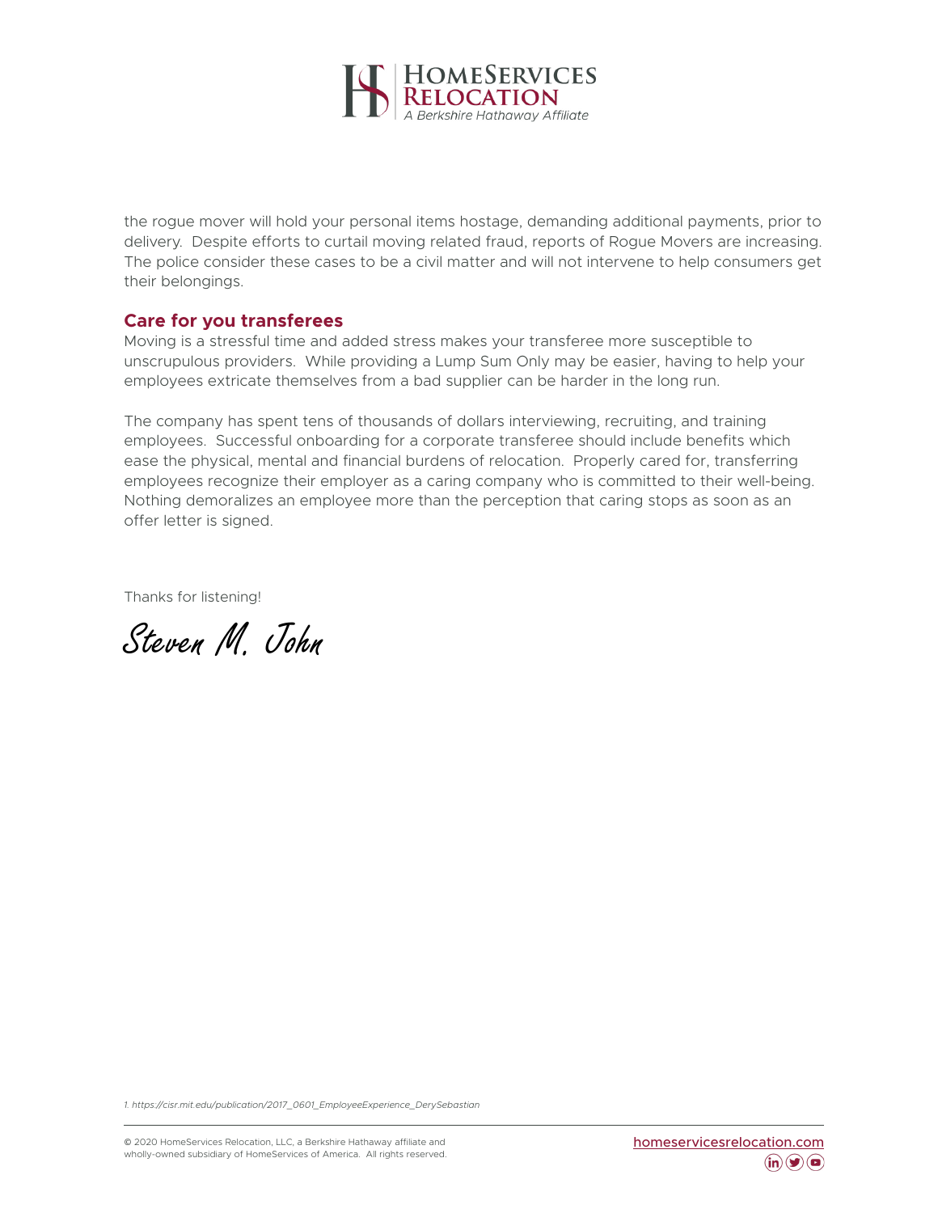the rogue mover will hold your personal items hostage, demanding additional payments, prior to delivery. Despite efforts to curtail moving related fraud, reports of Rogue Movers are increasing. The police consider these cases to be a civil matter and will not intervene to help consumers get their belongings.

## Care for you transferees

Moving is a stressful time and added stress makes your transferee more susceptible to unscrupulous providers. While providing a Lump Sum Only may be easier, having to help your employees extricate themselves from a bad supplier can be harder in the long run.

The company has spent tens of thousands of dollars interviewing, recruiting, and training employees. Successful onboarding for a corporate transferee should include benefits which ease the physical, mental and financial burdens of relocation. Properly cared for, transferring employees recognize their employer as a caring company who is committed to their well-being. Nothing demoralizes an employee more than the perception that caring stops as soon as an offer letter is signed.

Thanks for listening!

*Steven M. John*

*1. https://cisr.mit.edu/publication/2017_0601_EmployeeExperience_DerySebastian*

© 2020 HomeServices Relocation, LLC, a Berkshire Hathaway affiliate and wholly-owned subsidiary of HomeServices of America. All rights reserved.

homeservicesrelocation.com